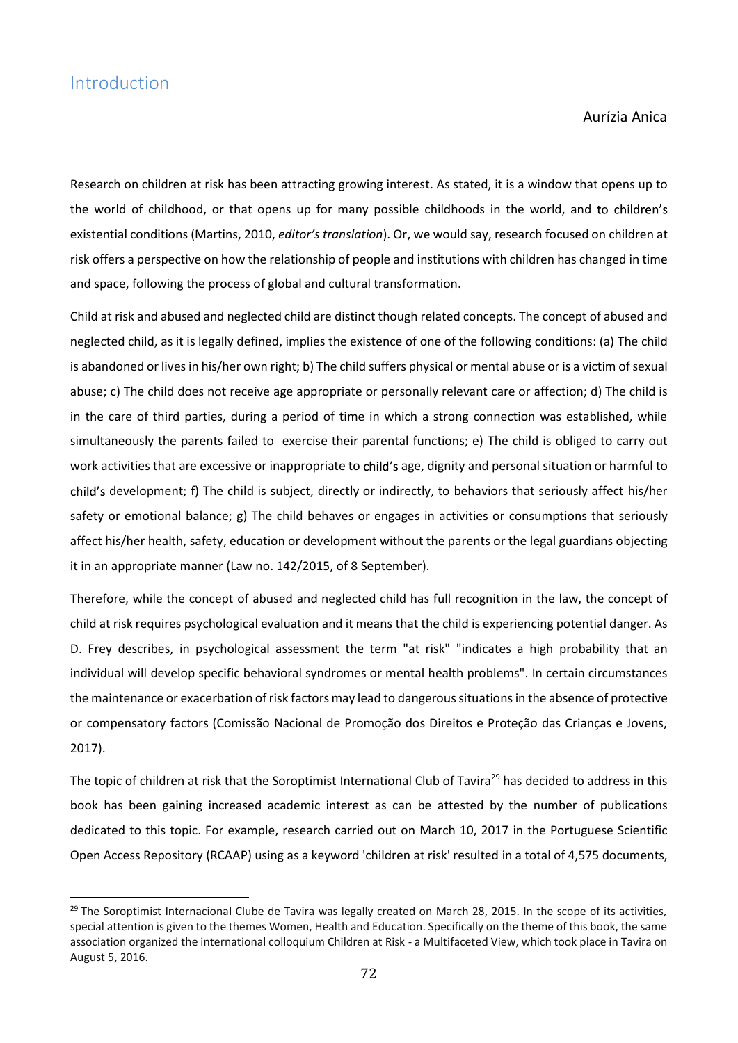## Introduction

Aurízia Anica

Research on children at risk has been attracting growing interest. As stated, it is a window that opens up to the world of childhood, or that opens up for many possible childhoods in the world, and to children's existential conditions (Martins, 2010, *editor's translation*). Or, we would say, research focused on children at risk offers a perspective on how the relationship of people and institutions with children has changed in time and space, following the process of global and cultural transformation.

Child at risk and abused and neglected child are distinct though related concepts. The concept of abused and neglected child, as it is legally defined, implies the existence of one of the following conditions: (a) The child is abandoned or lives in his/her own right; b) The child suffers physical or mental abuse or is a victim of sexual abuse; c) The child does not receive age appropriate or personally relevant care or affection; d) The child is in the care of third parties, during a period of time in which a strong connection was established, while simultaneously the parents failed to exercise their parental functions; e) The child is obliged to carry out work activities that are excessive or inappropriate to child's age, dignity and personal situation or harmful to child's development; f) The child is subject, directly or indirectly, to behaviors that seriously affect his/her safety or emotional balance; g) The child behaves or engages in activities or consumptions that seriously affect his/her health, safety, education or development without the parents or the legal guardians objecting it in an appropriate manner (Law no. 142/2015, of 8 September).

Therefore, while the concept of abused and neglected child has full recognition in the law, the concept of child at risk requires psychological evaluation and it means that the child is experiencing potential danger. As D. Frey describes, in psychological assessment the term "at risk" "indicates a high probability that an individual will develop specific behavioral syndromes or mental health problems". In certain circumstances the maintenance or exacerbation of risk factors may lead to dangerous situations in the absence of protective or compensatory factors (Comissão Nacional de Promoção dos Direitos e Proteção das Crianças e Jovens, 2017).

The topic of children at risk that the Soroptimist International Club of Tavira[29] has decided to address in this book has been gaining increased academic interest as can be attested by the number of publications dedicated to this topic. For example, research carried out on March 10, 2017 in the Portuguese Scientific Open Access Repository (RCAAP) using as a keyword 'children at risk' resulted in a total of 4,575 documents,

[29] The Soroptimist Internacional Clube de Tavira was legally created on March 28, 2015. In the scope of its activities, special attention is given to the themes Women, Health and Education. Specifically on the theme of this book, the same association organized the international colloquium Children at Risk - a Multifaceted View, which took place in Tavira on August 5, 2016.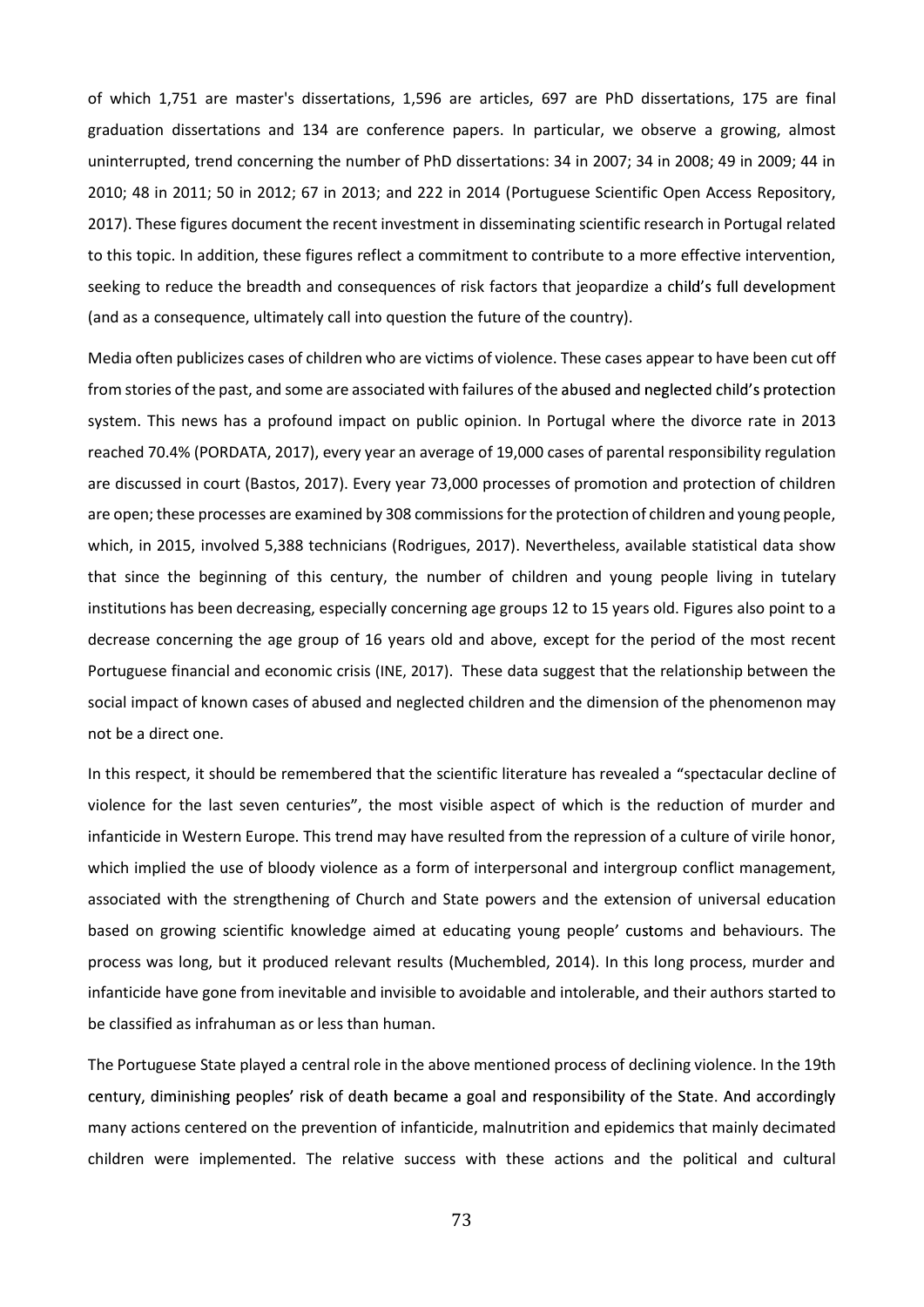of which 1,751 are master's dissertations, 1,596 are articles, 697 are PhD dissertations, 175 are final graduation dissertations and 134 are conference papers. In particular, we observe a growing, almost uninterrupted, trend concerning the number of PhD dissertations: 34 in 2007; 34 in 2008; 49 in 2009; 44 in 2010; 48 in 2011; 50 in 2012; 67 in 2013; and 222 in 2014 (Portuguese Scientific Open Access Repository, 2017). These figures document the recent investment in disseminating scientific research in Portugal related to this topic. In addition, these figures reflect a commitment to contribute to a more effective intervention, seeking to reduce the breadth and consequences of risk factors that jeopardize a child's full development (and as a consequence, ultimately call into question the future of the country).

Media often publicizes cases of children who are victims of violence. These cases appear to have been cut off from stories of the past, and some are associated with failures of the abused and neglected child's protection system. This news has a profound impact on public opinion. In Portugal where the divorce rate in 2013 reached 70.4% (PORDATA, 2017), every year an average of 19,000 cases of parental responsibility regulation are discussed in court (Bastos, 2017). Every year 73,000 processes of promotion and protection of children are open; these processes are examined by 308 commissions for the protection of children and young people, which, in 2015, involved 5,388 technicians (Rodrigues, 2017). Nevertheless, available statistical data show that since the beginning of this century, the number of children and young people living in tutelary institutions has been decreasing, especially concerning age groups 12 to 15 years old. Figures also point to a decrease concerning the age group of 16 years old and above, except for the period of the most recent Portuguese financial and economic crisis (INE, 2017). These data suggest that the relationship between the social impact of known cases of abused and neglected children and the dimension of the phenomenon may not be a direct one.

In this respect, it should be remembered that the scientific literature has revealed a "spectacular decline of violence for the last seven centuries", the most visible aspect of which is the reduction of murder and infanticide in Western Europe. This trend may have resulted from the repression of a culture of virile honor, which implied the use of bloody violence as a form of interpersonal and intergroup conflict management, associated with the strengthening of Church and State powers and the extension of universal education based on growing scientific knowledge aimed at educating young people' customs and behaviours. The process was long, but it produced relevant results (Muchembled, 2014). In this long process, murder and infanticide have gone from inevitable and invisible to avoidable and intolerable, and their authors started to be classified as infrahuman as or less than human.

The Portuguese State played a central role in the above mentioned process of declining violence. In the 19th century, diminishing peoples' risk of death became a goal and responsibility of the State. And accordingly many actions centered on the prevention of infanticide, malnutrition and epidemics that mainly decimated children were implemented. The relative success with these actions and the political and cultural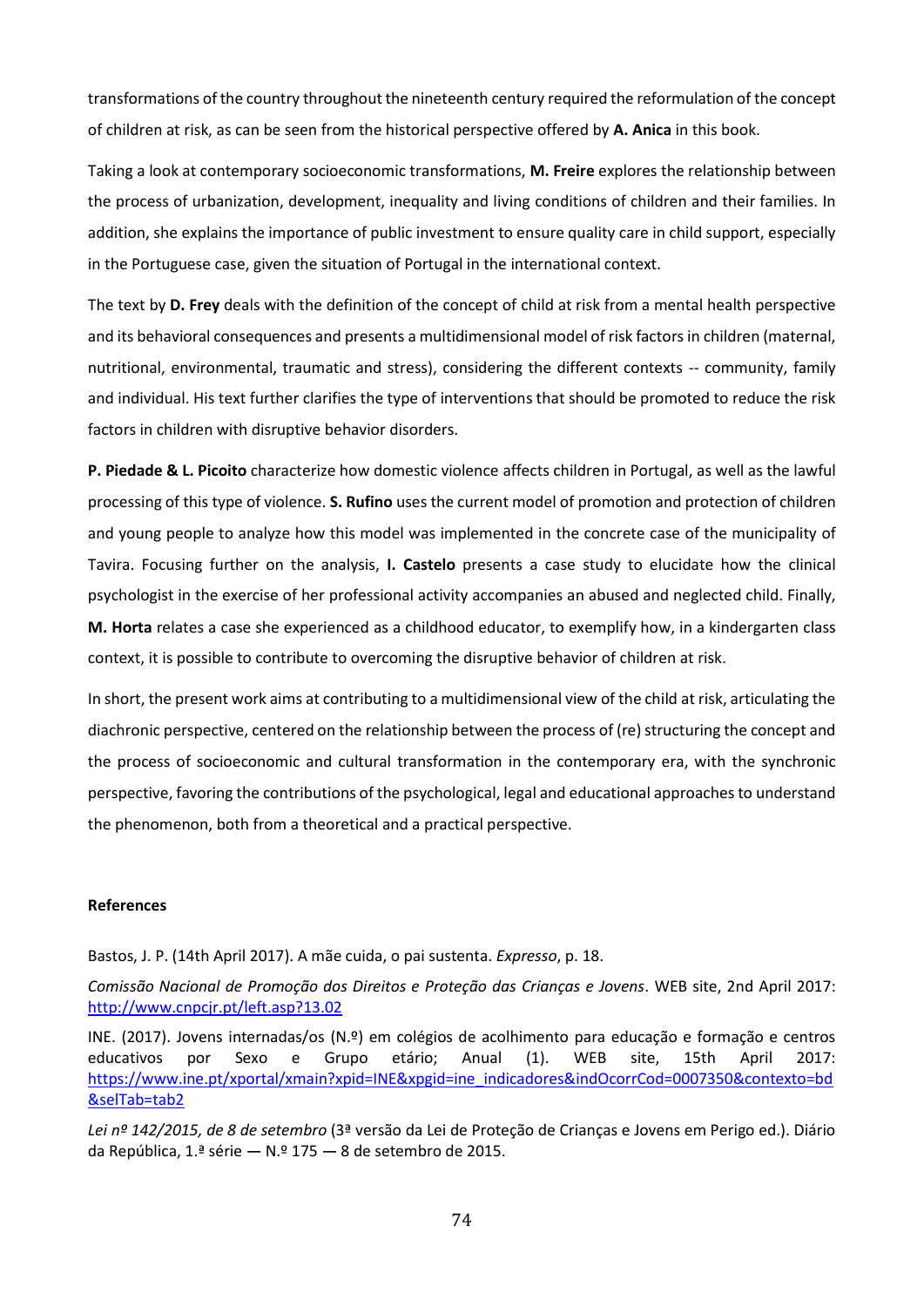transformations of the country throughout the nineteenth century required the reformulation of the concept of children at risk, as can be seen from the historical perspective offered by **A. Anica** in this book.

Taking a look at contemporary socioeconomic transformations, **M. Freire** explores the relationship between the process of urbanization, development, inequality and living conditions of children and their families. In addition, she explains the importance of public investment to ensure quality care in child support, especially in the Portuguese case, given the situation of Portugal in the international context.

The text by **D. Frey** deals with the definition of the concept of child at risk from a mental health perspective and its behavioral consequences and presents a multidimensional model of risk factors in children (maternal, nutritional, environmental, traumatic and stress), considering the different contexts -- community, family and individual. His text further clarifies the type of interventions that should be promoted to reduce the risk factors in children with disruptive behavior disorders.

**P. Piedade & L. Picoito** characterize how domestic violence affects children in Portugal, as well as the lawful processing of this type of violence. **S. Rufino** uses the current model of promotion and protection of children and young people to analyze how this model was implemented in the concrete case of the municipality of Tavira. Focusing further on the analysis, **I. Castelo** presents a case study to elucidate how the clinical psychologist in the exercise of her professional activity accompanies an abused and neglected child. Finally, **M. Horta** relates a case she experienced as a childhood educator, to exemplify how, in a kindergarten class context, it is possible to contribute to overcoming the disruptive behavior of children at risk.

In short, the present work aims at contributing to a multidimensional view of the child at risk, articulating the diachronic perspective, centered on the relationship between the process of (re) structuring the concept and the process of socioeconomic and cultural transformation in the contemporary era, with the synchronic perspective, favoring the contributions of the psychological, legal and educational approaches to understand the phenomenon, both from a theoretical and a practical perspective.

#### References

Bastos, J. P. (14th April 2017). A mãe cuida, o pai sustenta. *Expresso*, p. 18.

*Comissão Nacional de Promoção dos Direitos e Proteção das Crianças e Jovens*. WEB site, 2nd April 2017: http://www.cnpcjr.pt/left.asp?13.02

INE. (2017). Jovens internadas/os (N.º) em colégios de acolhimento para educação e formação e centros educativos por Sexo e Grupo etário; Anual (1). WEB site, 15th April 2017: https://www.ine.pt/xportal/xmain?xpid=INE&xpgid=ine_indicadores&indOcorrCod=0007350&contexto=bd&selTab=tab2

*Lei nº 142/2015, de 8 de setembro* (3ª versão da Lei de Proteção de Crianças e Jovens em Perigo ed.). Diário da República, 1.ª série — N.º 175 — 8 de setembro de 2015.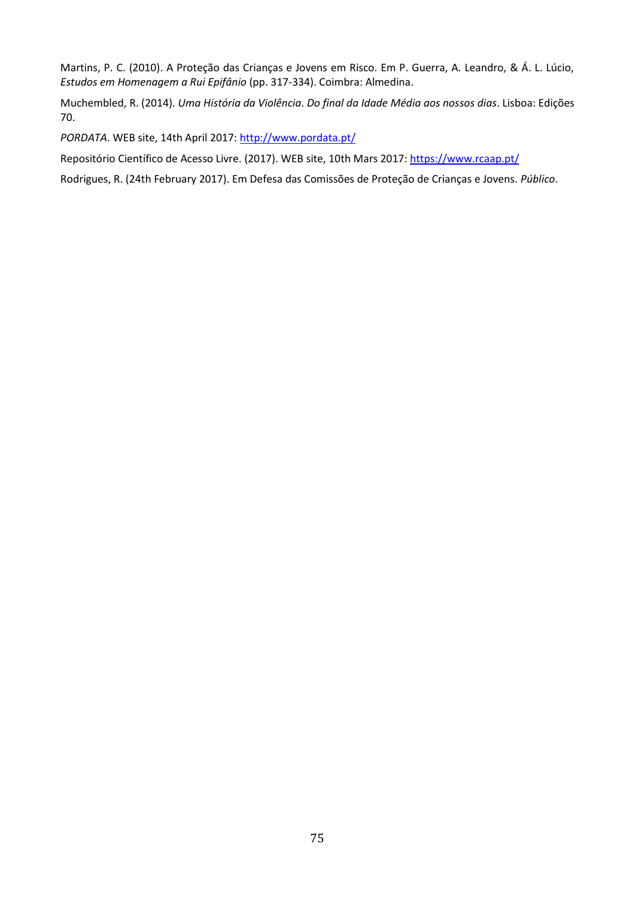Martins, P. C. (2010). A Proteção das Crianças e Jovens em Risco. Em P. Guerra, A. Leandro, & Á. L. Lúcio, *Estudos em Homenagem a Rui Epifânio* (pp. 317-334). Coimbra: Almedina.

Muchembled, R. (2014). *Uma História da Violência*. *Do final da Idade Média aos nossos dias*. Lisboa: Edições 70.

*PORDATA*. WEB site, 14th April 2017: http://www.pordata.pt/

Repositório Científico de Acesso Livre. (2017). WEB site, 10th Mars 2017: https://www.rcaap.pt/

Rodrigues, R. (24th February 2017). Em Defesa das Comissões de Proteção de Crianças e Jovens. *Público*.